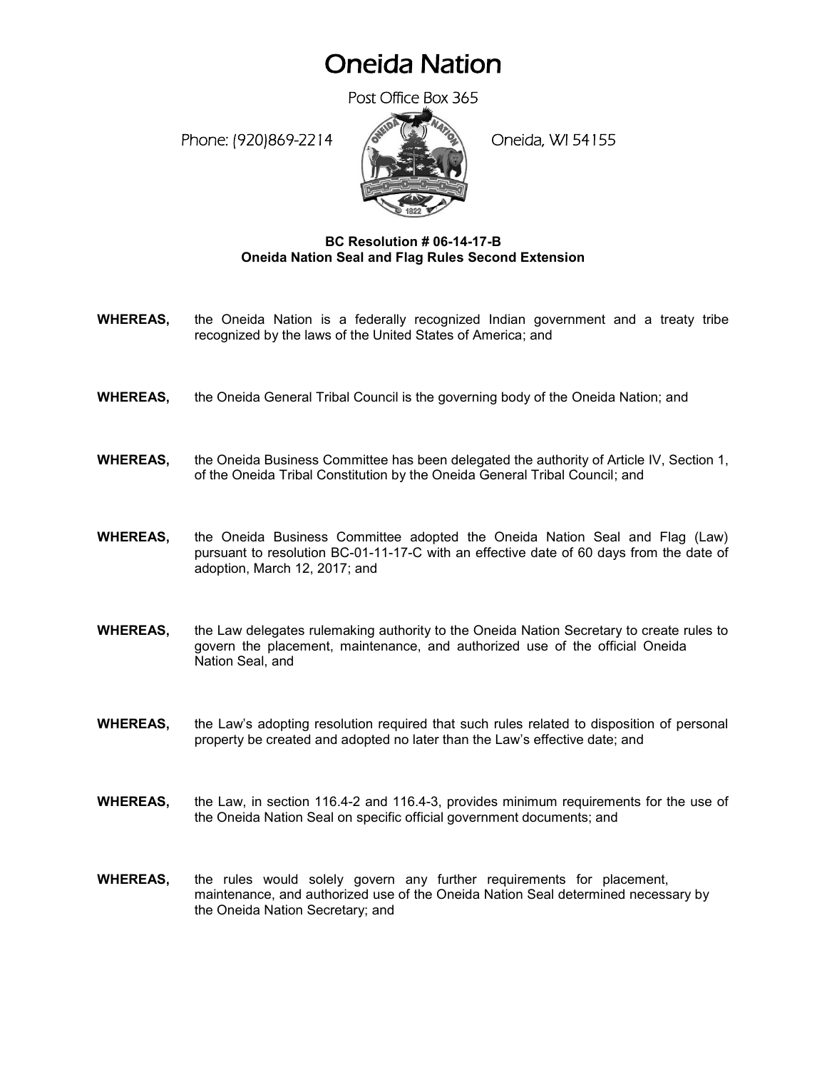# Oneida Nation

Post Office Box 365

Phone: (920)869-2214 Oneida, WI 54155

**BC Resolution # 06-14-17-B**
**Oneida Nation Seal and Flag Rules Second Extension**

**WHEREAS,** the Oneida Nation is a federally recognized Indian government and a treaty tribe recognized by the laws of the United States of America; and

**WHEREAS,** the Oneida General Tribal Council is the governing body of the Oneida Nation; and

**WHEREAS,** the Oneida Business Committee has been delegated the authority of Article IV, Section 1, of the Oneida Tribal Constitution by the Oneida General Tribal Council; and

**WHEREAS,** the Oneida Business Committee adopted the Oneida Nation Seal and Flag (Law) pursuant to resolution BC-01-11-17-C with an effective date of 60 days from the date of adoption, March 12, 2017; and

**WHEREAS,** the Law delegates rulemaking authority to the Oneida Nation Secretary to create rules to govern the placement, maintenance, and authorized use of the official Oneida Nation Seal, and

**WHEREAS,** the Law's adopting resolution required that such rules related to disposition of personal property be created and adopted no later than the Law's effective date; and

**WHEREAS,** the Law, in section 116.4-2 and 116.4-3, provides minimum requirements for the use of the Oneida Nation Seal on specific official government documents; and

**WHEREAS,** the rules would solely govern any further requirements for placement, maintenance, and authorized use of the Oneida Nation Seal determined necessary by the Oneida Nation Secretary; and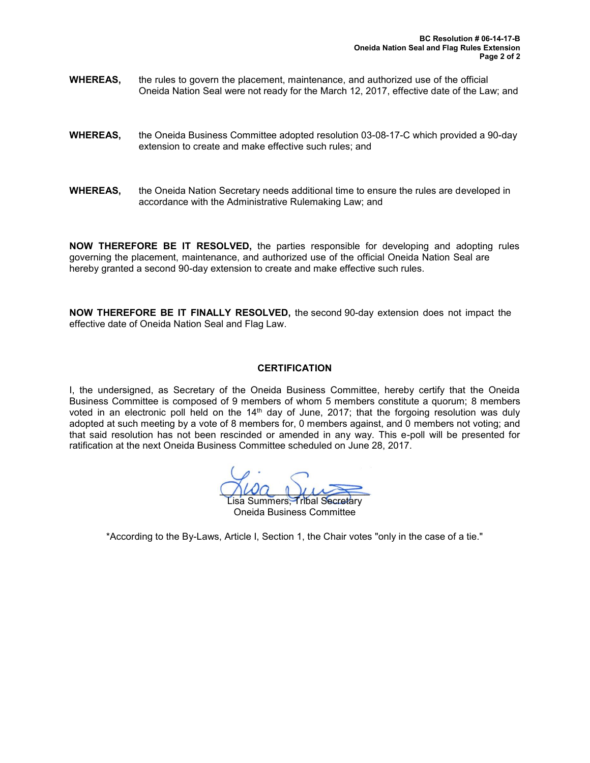**WHEREAS,** the rules to govern the placement, maintenance, and authorized use of the official Oneida Nation Seal were not ready for the March 12, 2017, effective date of the Law; and

**WHEREAS,** the Oneida Business Committee adopted resolution 03-08-17-C which provided a 90-day extension to create and make effective such rules; and

**WHEREAS,** the Oneida Nation Secretary needs additional time to ensure the rules are developed in accordance with the Administrative Rulemaking Law; and

**NOW THEREFORE BE IT RESOLVED,** the parties responsible for developing and adopting rules governing the placement, maintenance, and authorized use of the official Oneida Nation Seal are hereby granted a second 90-day extension to create and make effective such rules.

**NOW THEREFORE BE IT FINALLY RESOLVED,** the second 90-day extension does not impact the effective date of Oneida Nation Seal and Flag Law.

## CERTIFICATION

I, the undersigned, as Secretary of the Oneida Business Committee, hereby certify that the Oneida Business Committee is composed of 9 members of whom 5 members constitute a quorum; 8 members voted in an electronic poll held on the 14th day of June, 2017; that the forgoing resolution was duly adopted at such meeting by a vote of 8 members for, 0 members against, and 0 members not voting; and that said resolution has not been rescinded or amended in any way. This e-poll will be presented for ratification at the next Oneida Business Committee scheduled on June 28, 2017.

Lisa Summers, Tribal Secretary
Oneida Business Committee

*According to the By-Laws, Article I, Section 1, the Chair votes "only in the case of a tie."